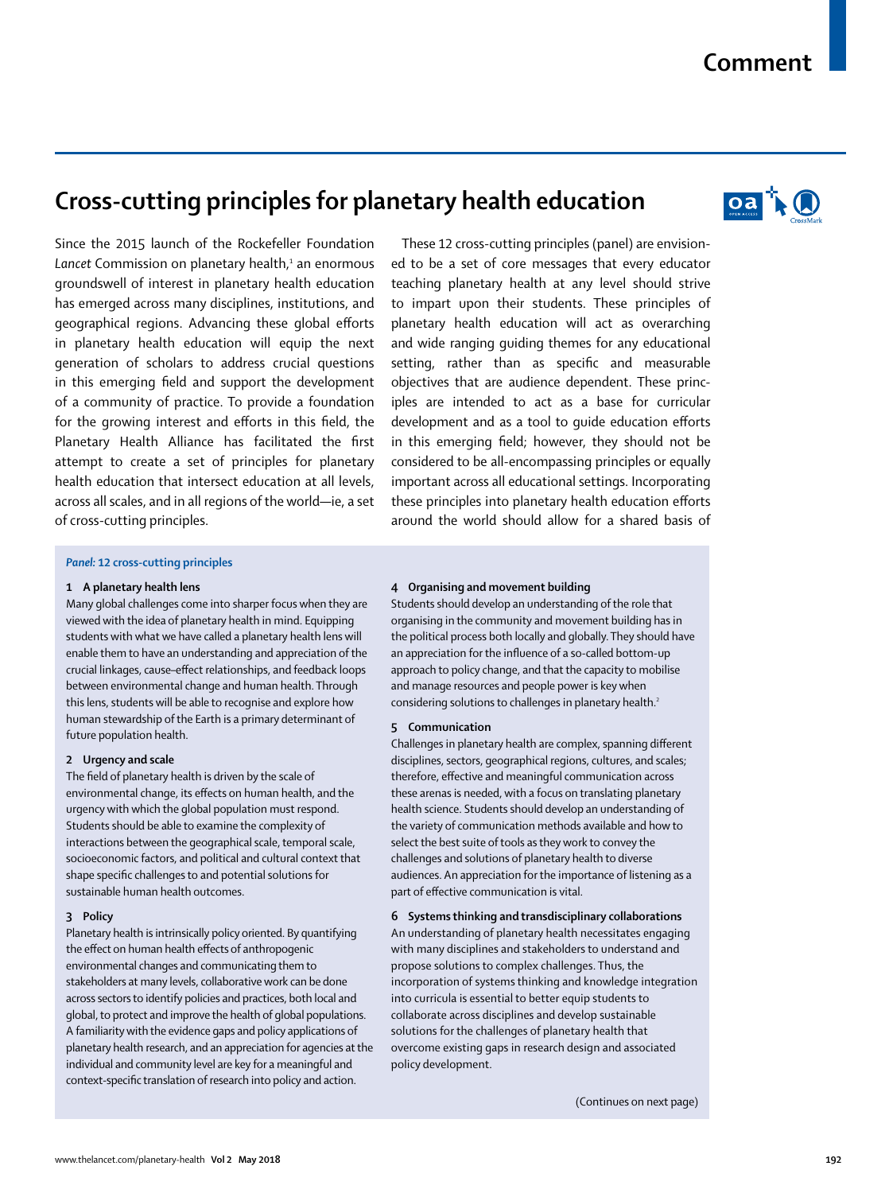# Cross-cutting principles for planetary health education

Since the 2015 launch of the Rockefeller Foundation *Lancet* Commission on planetary health,[1] an enormous groundswell of interest in planetary health education has emerged across many disciplines, institutions, and geographical regions. Advancing these global efforts in planetary health education will equip the next generation of scholars to address crucial questions in this emerging field and support the development of a community of practice. To provide a foundation for the growing interest and efforts in this field, the Planetary Health Alliance has facilitated the first attempt to create a set of principles for planetary health education that intersect education at all levels, across all scales, and in all regions of the world—ie, a set of cross-cutting principles.

These 12 cross-cutting principles (panel) are envisioned to be a set of core messages that every educator teaching planetary health at any level should strive to impart upon their students. These principles of planetary health education will act as overarching and wide ranging guiding themes for any educational setting, rather than as specific and measurable objectives that are audience dependent. These principles are intended to act as a base for curricular development and as a tool to guide education efforts in this emerging field; however, they should not be considered to be all-encompassing principles or equally important across all educational settings. Incorporating these principles into planetary health education efforts around the world should allow for a shared basis of

***Panel:* 12 cross-cutting principles**

**1 A planetary health lens**

Many global challenges come into sharper focus when they are viewed with the idea of planetary health in mind. Equipping students with what we have called a planetary health lens will enable them to have an understanding and appreciation of the crucial linkages, cause–effect relationships, and feedback loops between environmental change and human health. Through this lens, students will be able to recognise and explore how human stewardship of the Earth is a primary determinant of future population health.

**2 Urgency and scale**

The field of planetary health is driven by the scale of environmental change, its effects on human health, and the urgency with which the global population must respond. Students should be able to examine the complexity of interactions between the geographical scale, temporal scale, socioeconomic factors, and political and cultural context that shape specific challenges to and potential solutions for sustainable human health outcomes.

**3 Policy**

Planetary health is intrinsically policy oriented. By quantifying the effect on human health effects of anthropogenic environmental changes and communicating them to stakeholders at many levels, collaborative work can be done across sectors to identify policies and practices, both local and global, to protect and improve the health of global populations. A familiarity with the evidence gaps and policy applications of planetary health research, and an appreciation for agencies at the individual and community level are key for a meaningful and context-specific translation of research into policy and action.

**4 Organising and movement building**

Students should develop an understanding of the role that organising in the community and movement building has in the political process both locally and globally. They should have an appreciation for the influence of a so-called bottom-up approach to policy change, and that the capacity to mobilise and manage resources and people power is key when considering solutions to challenges in planetary health.[2]

**5 Communication**

Challenges in planetary health are complex, spanning different disciplines, sectors, geographical regions, cultures, and scales; therefore, effective and meaningful communication across these arenas is needed, with a focus on translating planetary health science. Students should develop an understanding of the variety of communication methods available and how to select the best suite of tools as they work to convey the challenges and solutions of planetary health to diverse audiences. An appreciation for the importance of listening as a part of effective communication is vital.

**6 Systems thinking and transdisciplinary collaborations**

An understanding of planetary health necessitates engaging with many disciplines and stakeholders to understand and propose solutions to complex challenges. Thus, the incorporation of systems thinking and knowledge integration into curricula is essential to better equip students to collaborate across disciplines and develop sustainable solutions for the challenges of planetary health that overcome existing gaps in research design and associated policy development.

(Continues on next page)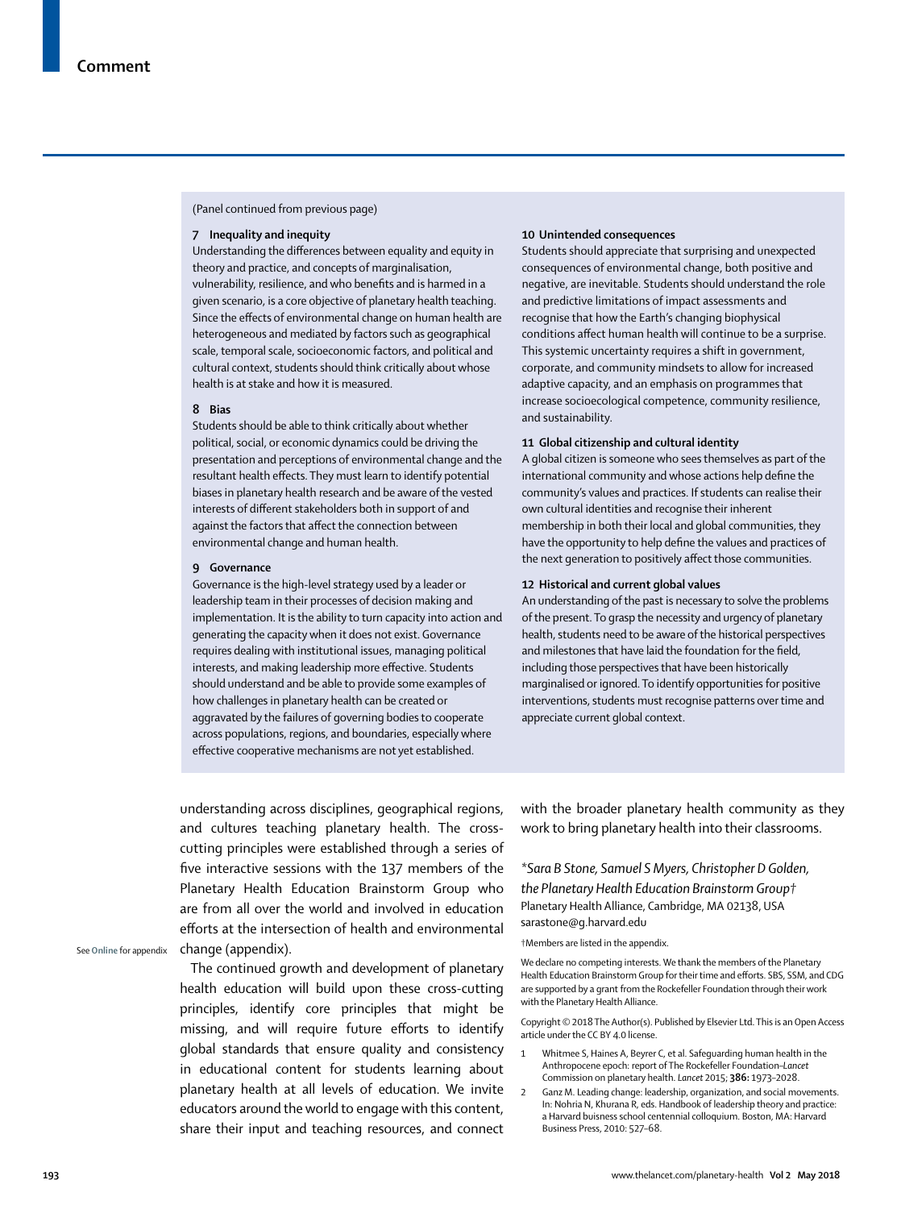(Panel continued from previous page)

**7 Inequality and inequity**

Understanding the differences between equality and equity in theory and practice, and concepts of marginalisation, vulnerability, resilience, and who benefits and is harmed in a given scenario, is a core objective of planetary health teaching. Since the effects of environmental change on human health are heterogeneous and mediated by factors such as geographical scale, temporal scale, socioeconomic factors, and political and cultural context, students should think critically about whose health is at stake and how it is measured.

**8 Bias**

Students should be able to think critically about whether political, social, or economic dynamics could be driving the presentation and perceptions of environmental change and the resultant health effects. They must learn to identify potential biases in planetary health research and be aware of the vested interests of different stakeholders both in support of and against the factors that affect the connection between environmental change and human health.

**9 Governance**

Governance is the high-level strategy used by a leader or leadership team in their processes of decision making and implementation. It is the ability to turn capacity into action and generating the capacity when it does not exist. Governance requires dealing with institutional issues, managing political interests, and making leadership more effective. Students should understand and be able to provide some examples of how challenges in planetary health can be created or aggravated by the failures of governing bodies to cooperate across populations, regions, and boundaries, especially where effective cooperative mechanisms are not yet established.

**10 Unintended consequences**

Students should appreciate that surprising and unexpected consequences of environmental change, both positive and negative, are inevitable. Students should understand the role and predictive limitations of impact assessments and recognise that how the Earth's changing biophysical conditions affect human health will continue to be a surprise. This systemic uncertainty requires a shift in government, corporate, and community mindsets to allow for increased adaptive capacity, and an emphasis on programmes that increase socioecological competence, community resilience, and sustainability.

**11 Global citizenship and cultural identity**

A global citizen is someone who sees themselves as part of the international community and whose actions help define the community's values and practices. If students can realise their own cultural identities and recognise their inherent membership in both their local and global communities, they have the opportunity to help define the values and practices of the next generation to positively affect those communities.

**12 Historical and current global values**

An understanding of the past is necessary to solve the problems of the present. To grasp the necessity and urgency of planetary health, students need to be aware of the historical perspectives and milestones that have laid the foundation for the field, including those perspectives that have been historically marginalised or ignored. To identify opportunities for positive interventions, students must recognise patterns over time and appreciate current global context.

understanding across disciplines, geographical regions, and cultures teaching planetary health. The cross-cutting principles were established through a series of five interactive sessions with the 137 members of the Planetary Health Education Brainstorm Group who are from all over the world and involved in education efforts at the intersection of health and environmental change (appendix).

See **Online** for appendix

The continued growth and development of planetary health education will build upon these cross-cutting principles, identify core principles that might be missing, and will require future efforts to identify global standards that ensure quality and consistency in educational content for students learning about planetary health at all levels of education. We invite educators around the world to engage with this content, share their input and teaching resources, and connect with the broader planetary health community as they work to bring planetary health into their classrooms.

**Sara B Stone*, Samuel S Myers, Christopher D Golden, the Planetary Health Education Brainstorm Group†*

Planetary Health Alliance, Cambridge, MA 02138, USA
sarastone@g.harvard.edu

†Members are listed in the appendix.

We declare no competing interests. We thank the members of the Planetary Health Education Brainstorm Group for their time and efforts. SBS, SSM, and CDG are supported by a grant from the Rockefeller Foundation through their work with the Planetary Health Alliance.

Copyright © 2018 The Author(s). Published by Elsevier Ltd. This is an Open Access article under the CC BY 4.0 license.

1. Whitmee S, Haines A, Beyrer C, et al. Safeguarding human health in the Anthropocene epoch: report of The Rockefeller Foundation–*Lancet* Commission on planetary health. *Lancet* 2015; **386:** 1973–2028.
2. Ganz M. Leading change: leadership, organization, and social movements. In: Nohria N, Khurana R, eds. Handbook of leadership theory and practice: a Harvard buisness school centennial colloquium. Boston, MA: Harvard Business Press, 2010: 527–68.